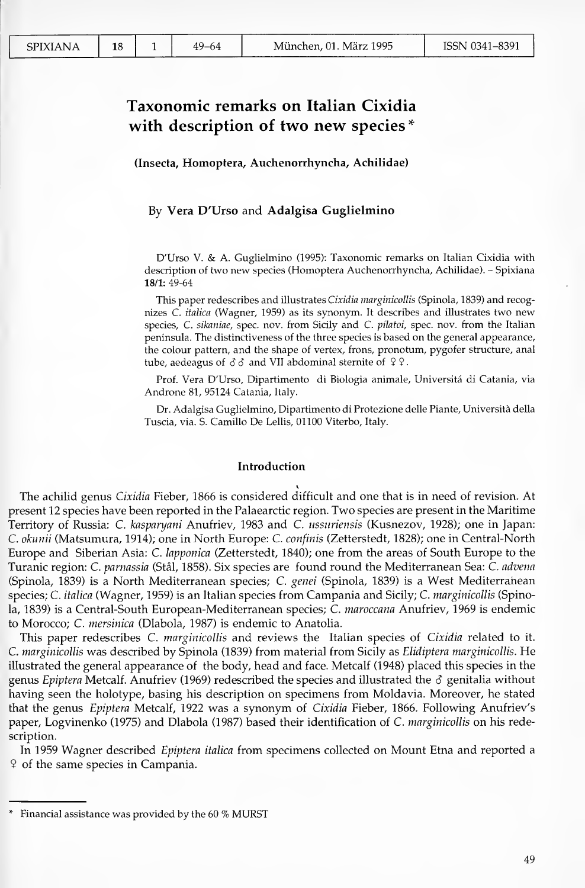# Taxonomic remarks on Italian Cixidia with description of two new species*

**(Insecta, Homoptera, Auchenorrhyncha, Achilidae)**

By **Vera D'Urso** and **Adalgisa Guglielmino**

D'Urso V. & A. Guglielmino (1995): Taxonomic remarks on Italian Cixidia with description of two new species (Homoptera Auchenorrhyncha, Achilidae). – Spixiana **18/1:** 49-64

This paper redescribes and illustrates *Cixidia marginicollis* (Spinola, 1839) and recognizes *C. italica* (Wagner, 1959) as its synonym. It describes and illustrates two new species, *C. sikaniae*, spec. nov. from Sicily and *C. pilatoi*, spec. nov. from the Italian peninsula. The distinctiveness of the three species is based on the general appearance, the colour pattern, and the shape of vertex, frons, pronotum, pygofer structure, anal tube, aedeagus of ♂♂ and VII abdominal sternite of ♀♀.

Prof. Vera D'Urso, Dipartimento di Biologia animale, Universitá di Catania, via Androne 81, 95124 Catania, Italy.

Dr. Adalgisa Guglielmino, Dipartimento di Protezione delle Piante, Università della Tuscia, via. S. Camillo De Lellis, 01100 Viterbo, Italy.

## Introduction

The achilid genus *Cixidia* Fieber, 1866 is considered difficult and one that is in need of revision. At present 12 species have been reported in the Palaearctic region. Two species are present in the Maritime Territory of Russia: *C. kasparyani* Anufriev, 1983 and *C. ussuriensis* (Kusnezov, 1928); one in Japan: *C. okunii* (Matsumura, 1914); one in North Europe: *C. confinis* (Zetterstedt, 1828); one in Central-North Europe and Siberian Asia: *C. lapponica* (Zetterstedt, 1840); one from the areas of South Europe to the Turanic region: *C. parnassia* (Stål, 1858). Six species are found round the Mediterranean Sea: *C. advena* (Spinola, 1839) is a North Mediterranean species; *C. genei* (Spinola, 1839) is a West Mediterranean species; *C. italica* (Wagner, 1959) is an Italian species from Campania and Sicily; *C. marginicollis* (Spinola, 1839) is a Central-South European-Mediterranean species; *C. maroccana* Anufriev, 1969 is endemic to Morocco; *C. mersinica* (Dlabola, 1987) is endemic to Anatolia.

This paper redescribes *C. marginicollis* and reviews the Italian species of *Cixidia* related to it. *C. marginicollis* was described by Spinola (1839) from material from Sicily as *Elidiptera marginicollis*. He illustrated the general appearance of the body, head and face. Metcalf (1948) placed this species in the genus *Epiptera* Metcalf. Anufriev (1969) redescribed the species and illustrated the ♂ genitalia without having seen the holotype, basing his description on specimens from Moldavia. Moreover, he stated that the genus *Epiptera* Metcalf, 1922 was a synonym of *Cixidia* Fieber, 1866. Following Anufriev's paper, Logvinenko (1975) and Dlabola (1987) based their identification of *C. marginicollis* on his redescription.

In 1959 Wagner described *Epiptera italica* from specimens collected on Mount Etna and reported a ♀ of the same species in Campania.

---

* Financial assistance was provided by the 60 % MURST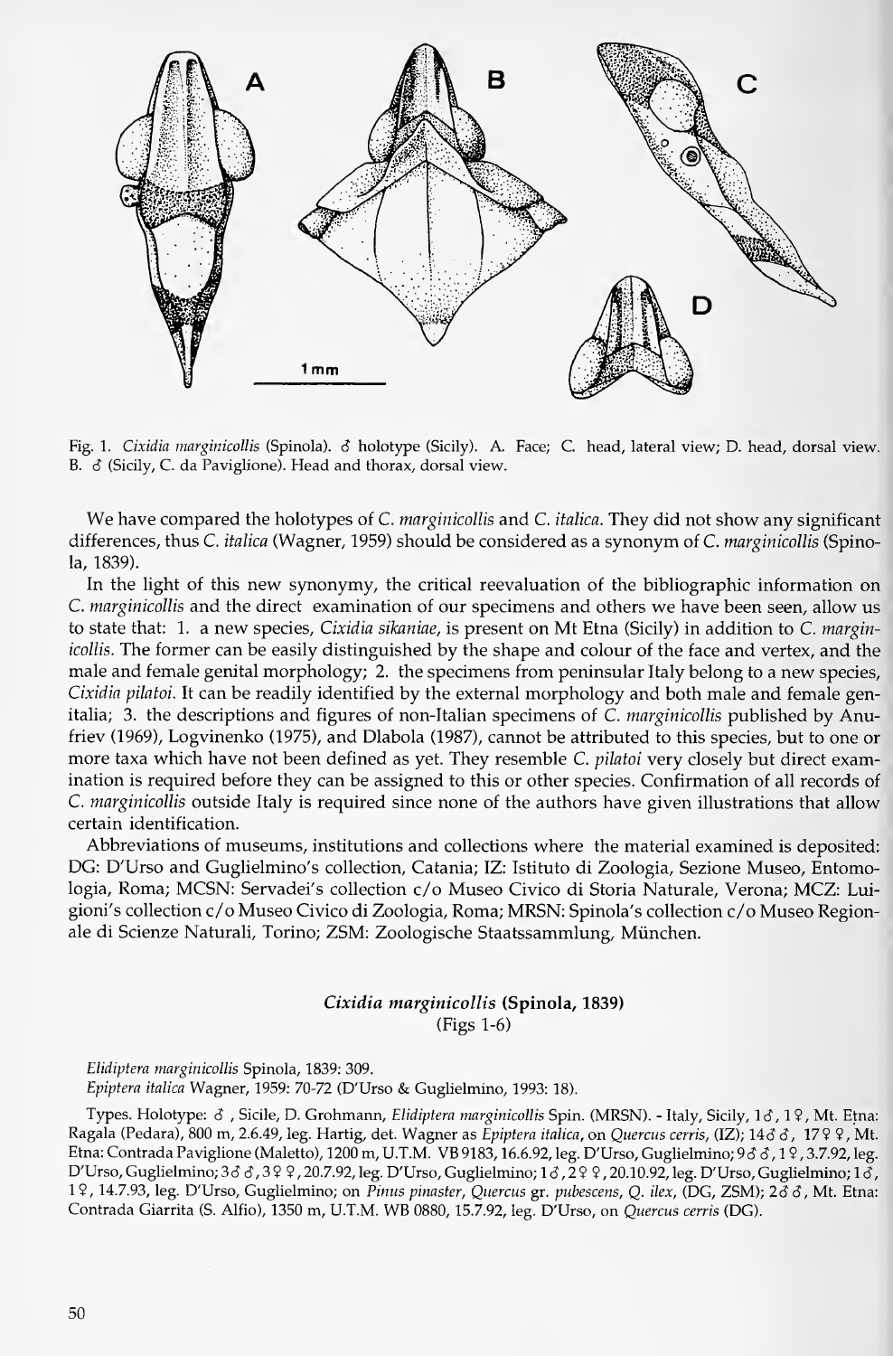Fig. 1. *Cixidia marginicollis* (Spinola). ♂ holotype (Sicily). A. Face; C. head, lateral view; D. head, dorsal view. B. ♂ (Sicily, C. da Paviglione). Head and thorax, dorsal view.

We have compared the holotypes of *C. marginicollis* and *C. italica*. They did not show any significant differences, thus *C. italica* (Wagner, 1959) should be considered as a synonym of *C. marginicollis* (Spinola, 1839).

In the light of this new synonymy, the critical reevaluation of the bibliographic information on *C. marginicollis* and the direct examination of our specimens and others we have been seen, allow us to state that: 1. a new species, *Cixidia sikaniae*, is present on Mt Etna (Sicily) in addition to *C. marginicollis*. The former can be easily distinguished by the shape and colour of the face and vertex, and the male and female genital morphology; 2. the specimens from peninsular Italy belong to a new species, *Cixidia pilatoi*. It can be readily identified by the external morphology and both male and female genitalia; 3. the descriptions and figures of non-Italian specimens of *C. marginicollis* published by Anufriev (1969), Logvinenko (1975), and Dlabola (1987), cannot be attributed to this species, but to one or more taxa which have not been defined as yet. They resemble *C. pilatoi* very closely but direct examination is required before they can be assigned to this or other species. Confirmation of all records of *C. marginicollis* outside Italy is required since none of the authors have given illustrations that allow certain identification.

Abbreviations of museums, institutions and collections where the material examined is deposited: DG: D'Urso and Guglielmino's collection, Catania; IZ: Istituto di Zoologia, Sezione Museo, Entomologia, Roma; MCSN: Servadei's collection c/o Museo Civico di Storia Naturale, Verona; MCZ: Luigioni's collection c/o Museo Civico di Zoologia, Roma; MRSN: Spinola's collection c/o Museo Regionale di Scienze Naturali, Torino; ZSM: Zoologische Staatssammlung, München.

## *Cixidia marginicollis* (Spinola, 1839)
(Figs 1-6)

*Elidiptera marginicollis* Spinola, 1839: 309.
*Epiptera italica* Wagner, 1959: 70-72 (D'Urso & Guglielmino, 1993: 18).

Types. Holotype: ♂, Sicile, D. Grohmann, *Elidiptera marginicollis* Spin. (MRSN). - Italy, Sicily, 1♂, 1♀, Mt. Etna: Ragala (Pedara), 800 m, 2.6.49, leg. Hartig, det. Wagner as *Epiptera italica*, on *Quercus cerris*, (IZ); 14♂♂, 17♀♀, Mt. Etna: Contrada Paviglione (Maletto), 1200 m, U.T.M. VB 9183, 16.6.92, leg. D'Urso, Guglielmino; 9♂♂, 1♀, 3.7.92, leg. D'Urso, Guglielmino; 3♂♂, 3♀♀, 20.7.92, leg. D'Urso, Guglielmino; 1♂, 2♀♀, 20.10.92, leg. D'Urso, Guglielmino; 1♂, 1♀, 14.7.93, leg. D'Urso, Guglielmino; on *Pinus pinaster*, *Quercus* gr. *pubescens*, *Q. ilex*, (DG, ZSM); 2♂♂, Mt. Etna: Contrada Giarrita (S. Alfio), 1350 m, U.T.M. WB 0880, 15.7.92, leg. D'Urso, on *Quercus cerris* (DG).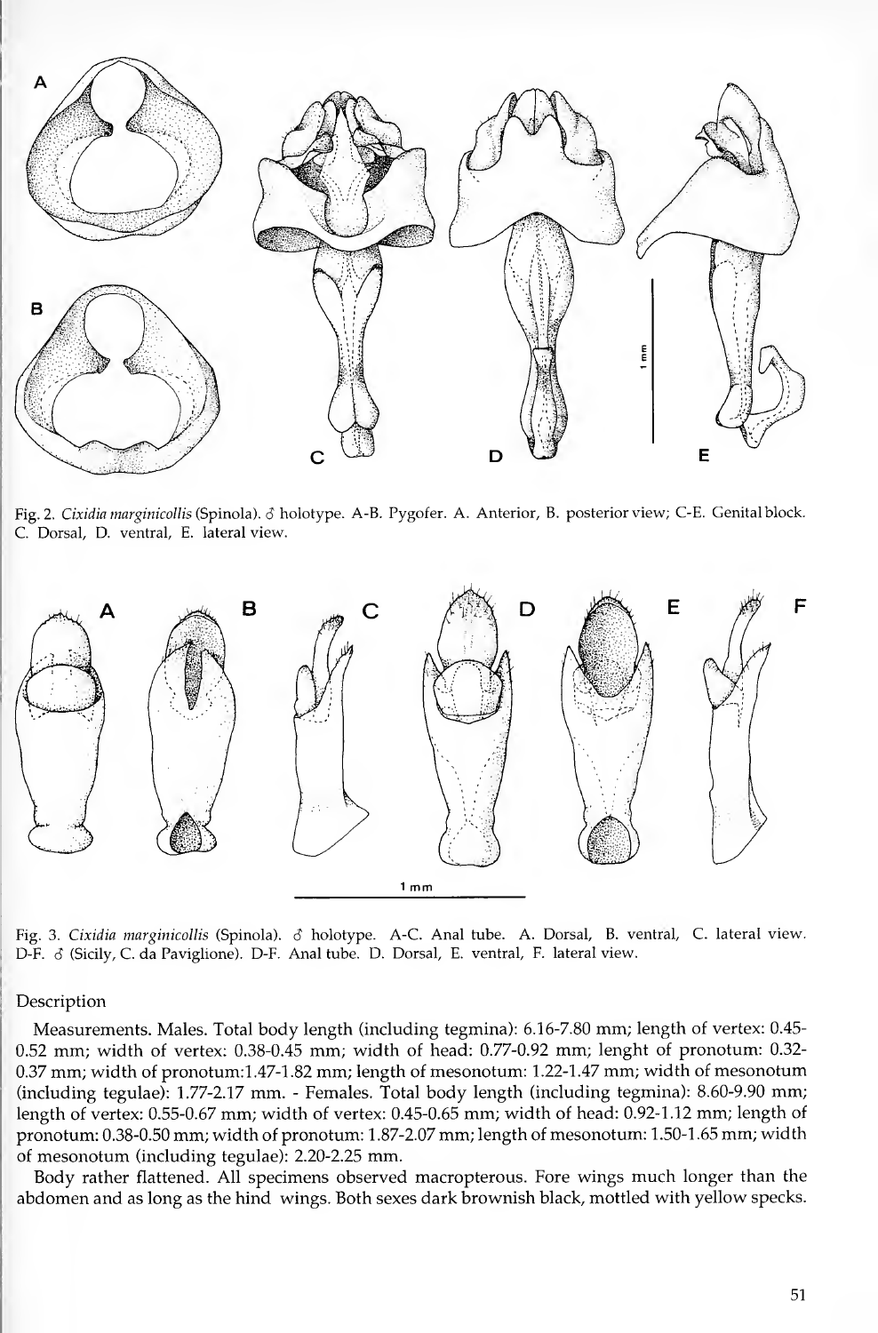Fig. 2. *Cixidia marginicollis* (Spinola). ♂ holotype. A-B. Pygofer. A. Anterior, B. posterior view; C-E. Genital block. C. Dorsal, D. ventral, E. lateral view.

Fig. 3. *Cixidia marginicollis* (Spinola). ♂ holotype. A-C. Anal tube. A. Dorsal, B. ventral, C. lateral view. D-F. ♂ (Sicily, C. da Paviglione). D-F. Anal tube. D. Dorsal, E. ventral, F. lateral view.

Description

Measurements. Males. Total body length (including tegmina): 6.16-7.80 mm; length of vertex: 0.45-0.52 mm; width of vertex: 0.38-0.45 mm; width of head: 0.77-0.92 mm; lenght of pronotum: 0.32-0.37 mm; width of pronotum:1.47-1.82 mm; length of mesonotum: 1.22-1.47 mm; width of mesonotum (including tegulae): 1.77-2.17 mm. - Females. Total body length (including tegmina): 8.60-9.90 mm; length of vertex: 0.55-0.67 mm; width of vertex: 0.45-0.65 mm; width of head: 0.92-1.12 mm; length of pronotum: 0.38-0.50 mm; width of pronotum: 1.87-2.07 mm; length of mesonotum: 1.50-1.65 mm; width of mesonotum (including tegulae): 2.20-2.25 mm.

Body rather flattened. All specimens observed macropterous. Fore wings much longer than the abdomen and as long as the hind wings. Both sexes dark brownish black, mottled with yellow specks.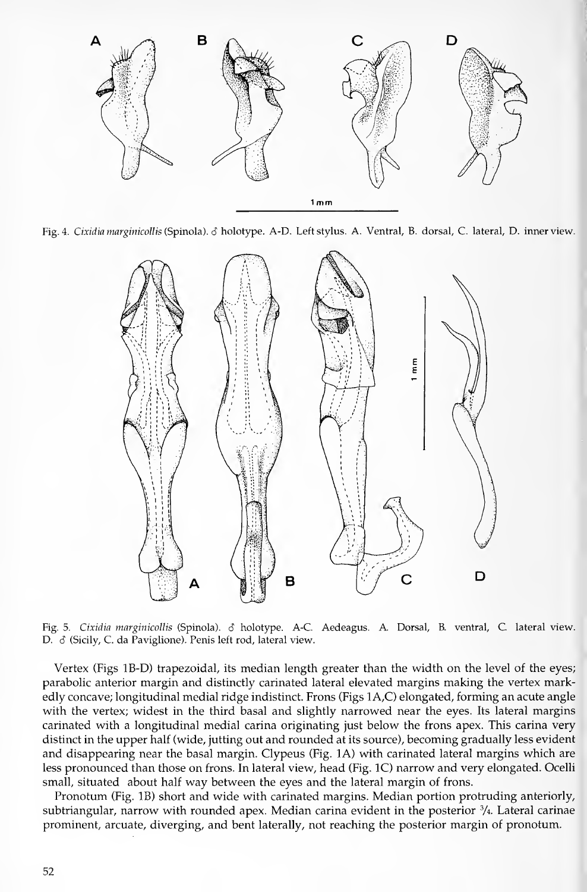Fig. 4. *Cixidia marginicollis* (Spinola). ♂ holotype. A-D. Left stylus. A. Ventral, B. dorsal, C. lateral, D. inner view.

Fig. 5. *Cixidia marginicollis* (Spinola). ♂ holotype. A-C. Aedeagus. A. Dorsal, B. ventral, C. lateral view. D. ♂ (Sicily, C. da Paviglione). Penis left rod, lateral view.

Vertex (Figs 1B-D) trapezoidal, its median length greater than the width on the level of the eyes; parabolic anterior margin and distinctly carinated lateral elevated margins making the vertex markedly concave; longitudinal medial ridge indistinct. Frons (Figs 1A,C) elongated, forming an acute angle with the vertex; widest in the third basal and slightly narrowed near the eyes. Its lateral margins carinated with a longitudinal medial carina originating just below the frons apex. This carina very distinct in the upper half (wide, jutting out and rounded at its source), becoming gradually less evident and disappearing near the basal margin. Clypeus (Fig. 1A) with carinated lateral margins which are less pronounced than those on frons. In lateral view, head (Fig. 1C) narrow and very elongated. Ocelli small, situated about half way between the eyes and the lateral margin of frons.

Pronotum (Fig. 1B) short and wide with carinated margins. Median portion protruding anteriorly, subtriangular, narrow with rounded apex. Median carina evident in the posterior ¾. Lateral carinae prominent, arcuate, diverging, and bent laterally, not reaching the posterior margin of pronotum.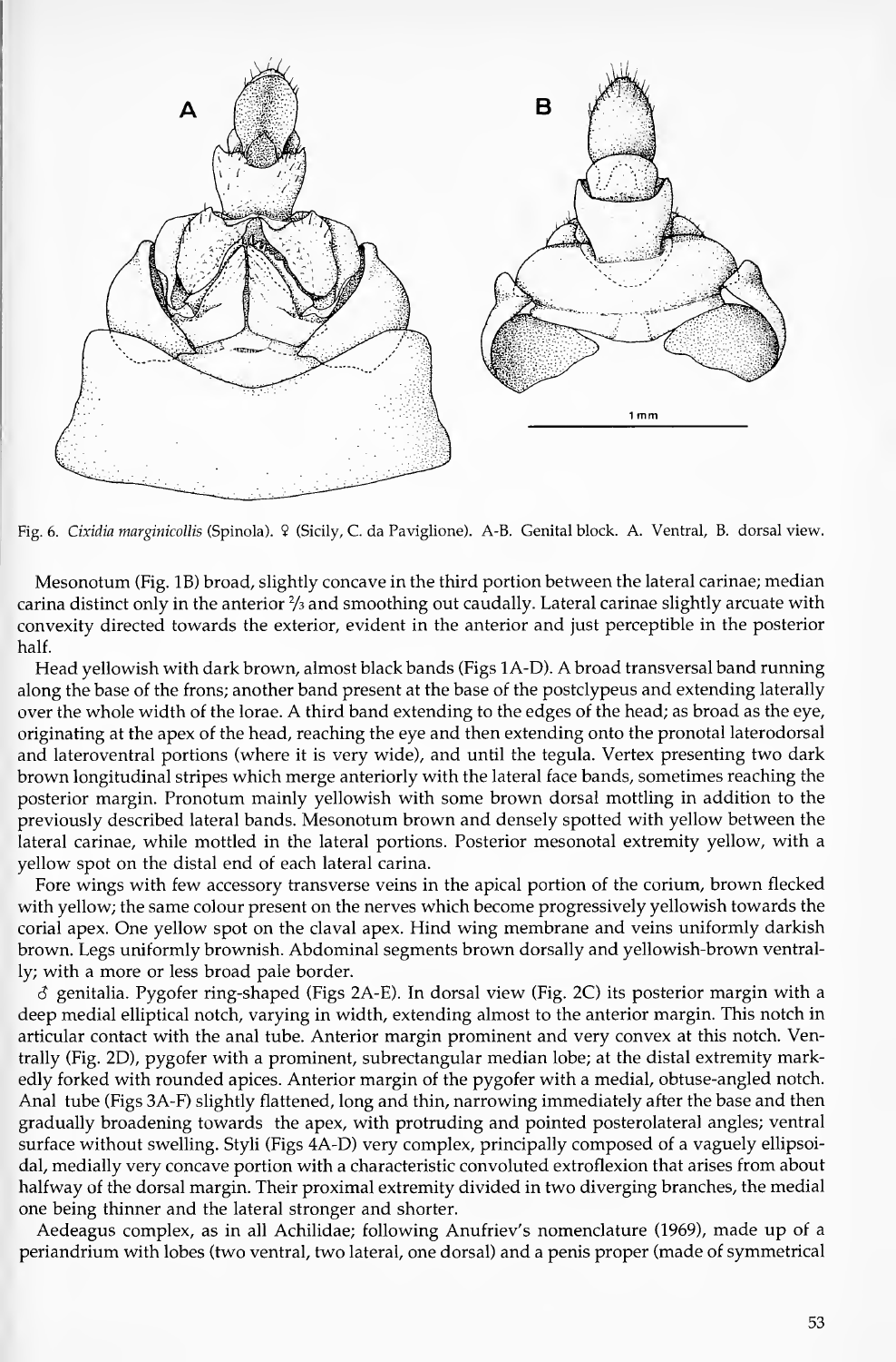Fig. 6. *Cixidia marginicollis* (Spinola). ♀ (Sicily, C. da Paviglione). A-B. Genital block. A. Ventral, B. dorsal view.

Mesonotum (Fig. 1B) broad, slightly concave in the third portion between the lateral carinae; median carina distinct only in the anterior ⅔ and smoothing out caudally. Lateral carinae slightly arcuate with convexity directed towards the exterior, evident in the anterior and just perceptible in the posterior half.

Head yellowish with dark brown, almost black bands (Figs 1A-D). A broad transversal band running along the base of the frons; another band present at the base of the postclypeus and extending laterally over the whole width of the lorae. A third band extending to the edges of the head; as broad as the eye, originating at the apex of the head, reaching the eye and then extending onto the pronotal laterodorsal and lateroventral portions (where it is very wide), and until the tegula. Vertex presenting two dark brown longitudinal stripes which merge anteriorly with the lateral face bands, sometimes reaching the posterior margin. Pronotum mainly yellowish with some brown dorsal mottling in addition to the previously described lateral bands. Mesonotum brown and densely spotted with yellow between the lateral carinae, while mottled in the lateral portions. Posterior mesonotal extremity yellow, with a yellow spot on the distal end of each lateral carina.

Fore wings with few accessory transverse veins in the apical portion of the corium, brown flecked with yellow; the same colour present on the nerves which become progressively yellowish towards the corial apex. One yellow spot on the claval apex. Hind wing membrane and veins uniformly darkish brown. Legs uniformly brownish. Abdominal segments brown dorsally and yellowish-brown ventrally; with a more or less broad pale border.

♂ genitalia. Pygofer ring-shaped (Figs 2A-E). In dorsal view (Fig. 2C) its posterior margin with a deep medial elliptical notch, varying in width, extending almost to the anterior margin. This notch in articular contact with the anal tube. Anterior margin prominent and very convex at this notch. Ventrally (Fig. 2D), pygofer with a prominent, subrectangular median lobe; at the distal extremity markedly forked with rounded apices. Anterior margin of the pygofer with a medial, obtuse-angled notch. Anal tube (Figs 3A-F) slightly flattened, long and thin, narrowing immediately after the base and then gradually broadening towards the apex, with protruding and pointed posterolateral angles; ventral surface without swelling. Styli (Figs 4A-D) very complex, principally composed of a vaguely ellipsoidal, medially very concave portion with a characteristic convoluted extroflexion that arises from about halfway of the dorsal margin. Their proximal extremity divided in two diverging branches, the medial one being thinner and the lateral stronger and shorter.

Aedeagus complex, as in all Achilidae; following Anufriev's nomenclature (1969), made up of a periandrium with lobes (two ventral, two lateral, one dorsal) and a penis proper (made of symmetrical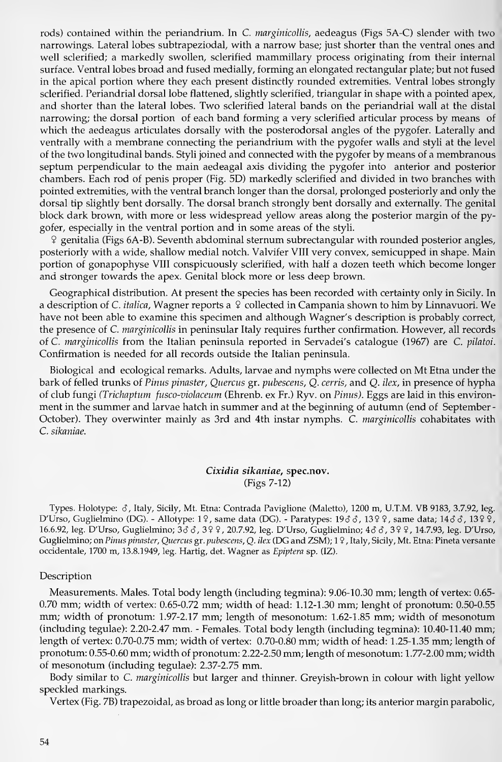rods) contained within the periandrium. In *C. marginicollis*, aedeagus (Figs 5A-C) slender with two narrowings. Lateral lobes subtrapeziodal, with a narrow base; just shorter than the ventral ones and well sclerified; a markedly swollen, sclerified mammillary process originating from their internal surface. Ventral lobes broad and fused medially, forming an elongated rectangular plate; but not fused in the apical portion where they each present distinctly rounded extremities. Ventral lobes strongly sclerified. Periandrial dorsal lobe flattened, slightly sclerified, triangular in shape with a pointed apex, and shorter than the lateral lobes. Two sclerified lateral bands on the periandrial wall at the distal narrowing; the dorsal portion of each band forming a very sclerified articular process by means of which the aedeagus articulates dorsally with the posterodorsal angles of the pygofer. Laterally and ventrally with a membrane connecting the periandrium with the pygofer walls and styli at the level of the two longitudinal bands. Styli joined and connected with the pygofer by means of a membranous septum perpendicular to the main aedeagal axis dividing the pygofer into anterior and posterior chambers. Each rod of penis proper (Fig. 5D) markedly sclerified and divided in two branches with pointed extremities, with the ventral branch longer than the dorsal, prolonged posteriorly and only the dorsal tip slightly bent dorsally. The dorsal branch strongly bent dorsally and externally. The genital block dark brown, with more or less widespread yellow areas along the posterior margin of the pygofer, especially in the ventral portion and in some areas of the styli.

♀ genitalia (Figs 6A-B). Seventh abdominal sternum subrectangular with rounded posterior angles, posteriorly with a wide, shallow medial notch. Valvifer VIII very convex, semicupped in shape. Main portion of gonapophyse VIII conspicuously sclerified, with half a dozen teeth which become longer and stronger towards the apex. Genital block more or less deep brown.

Geographical distribution. At present the species has been recorded with certainty only in Sicily. In a description of *C. italica*, Wagner reports a ♀ collected in Campania shown to him by Linnavuori. We have not been able to examine this specimen and although Wagner's description is probably correct, the presence of *C. marginicollis* in peninsular Italy requires further confirmation. However, all records of *C. marginicollis* from the Italian peninsula reported in Servadei's catalogue (1967) are *C. pilatoi*. Confirmation is needed for all records outside the Italian peninsula.

Biological and ecological remarks. Adults, larvae and nymphs were collected on Mt Etna under the bark of felled trunks of *Pinus pinaster*, *Quercus* gr. *pubescens*, *Q. cerris*, and *Q. ilex*, in presence of hypha of club fungi (*Trichaptum fusco-violaceum* (Ehrenb. ex Fr.) Ryv. on *Pinus*). Eggs are laid in this environment in the summer and larvae hatch in summer and at the beginning of autumn (end of September-October). They overwinter mainly as 3rd and 4th instar nymphs. *C. marginicollis* cohabitates with *C. sikaniae*.

### *Cixidia sikaniae*, spec.nov.
(Figs 7-12)

Types. Holotype: ♂, Italy, Sicily, Mt. Etna: Contrada Paviglione (Maletto), 1200 m, U.T.M. VB 9183, 3.7.92, leg. D'Urso, Guglielmino (DG). - Allotype: 1♀, same data (DG). - Paratypes: 19♂♂, 13♀♀, same data; 14♂♂, 13♀♀, 16.6.92, leg. D'Urso, Guglielmino; 3♂♂, 3♀♀, 20.7.92, leg. D'Urso, Guglielmino; 4♂♂, 3♀♀, 14.7.93, leg. D'Urso, Guglielmino; on *Pinus pinaster*, *Quercus* gr. *pubescens*, *Q. ilex* (DG and ZSM); 1♀, Italy, Sicily, Mt. Etna: Pineta versante occidentale, 1700 m, 13.8.1949, leg. Hartig, det. Wagner as *Epiptera* sp. (IZ).

#### Description

Measurements. Males. Total body length (including tegmina): 9.06-10.30 mm; length of vertex: 0.65-0.70 mm; width of vertex: 0.65-0.72 mm; width of head: 1.12-1.30 mm; lenght of pronotum: 0.50-0.55 mm; width of pronotum: 1.97-2.17 mm; length of mesonotum: 1.62-1.85 mm; width of mesonotum (including tegulae): 2.20-2.47 mm. - Females. Total body length (including tegmina): 10.40-11.40 mm; length of vertex: 0.70-0.75 mm; width of vertex: 0.70-0.80 mm; width of head: 1.25-1.35 mm; length of pronotum: 0.55-0.60 mm; width of pronotum: 2.22-2.50 mm; length of mesonotum: 1.77-2.00 mm; width of mesonotum (including tegulae): 2.37-2.75 mm.

Body similar to *C. marginicollis* but larger and thinner. Greyish-brown in colour with light yellow speckled markings.

Vertex (Fig. 7B) trapezoidal, as broad as long or little broader than long; its anterior margin parabolic,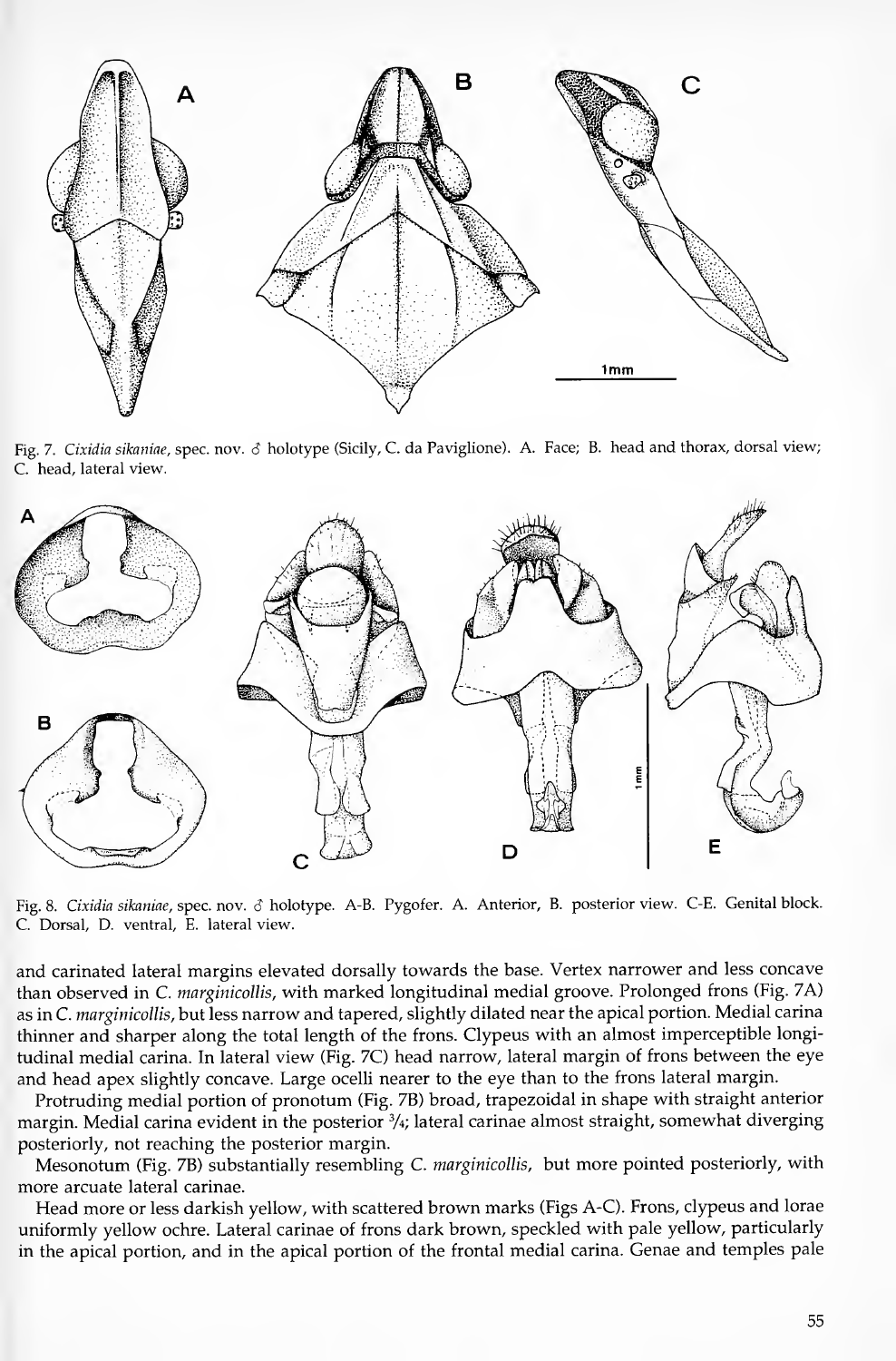Fig. 7. *Cixidia sikaniae*, spec. nov. ♂ holotype (Sicily, C. da Paviglione). A. Face; B. head and thorax, dorsal view; C. head, lateral view.

Fig. 8. *Cixidia sikaniae*, spec. nov. ♂ holotype. A-B. Pygofer. A. Anterior, B. posterior view. C-E. Genital block. C. Dorsal, D. ventral, E. lateral view.

and carinated lateral margins elevated dorsally towards the base. Vertex narrower and less concave than observed in *C. marginicollis*, with marked longitudinal medial groove. Prolonged frons (Fig. 7A) as in *C. marginicollis*, but less narrow and tapered, slightly dilated near the apical portion. Medial carina thinner and sharper along the total length of the frons. Clypeus with an almost imperceptible longitudinal medial carina. In lateral view (Fig. 7C) head narrow, lateral margin of frons between the eye and head apex slightly concave. Large ocelli nearer to the eye than to the frons lateral margin.

Protruding medial portion of pronotum (Fig. 7B) broad, trapezoidal in shape with straight anterior margin. Medial carina evident in the posterior ³/₄; lateral carinae almost straight, somewhat diverging posteriorly, not reaching the posterior margin.

Mesonotum (Fig. 7B) substantially resembling *C. marginicollis*, but more pointed posteriorly, with more arcuate lateral carinae.

Head more or less darkish yellow, with scattered brown marks (Figs A-C). Frons, clypeus and lorae uniformly yellow ochre. Lateral carinae of frons dark brown, speckled with pale yellow, particularly in the apical portion, and in the apical portion of the frontal medial carina. Genae and temples pale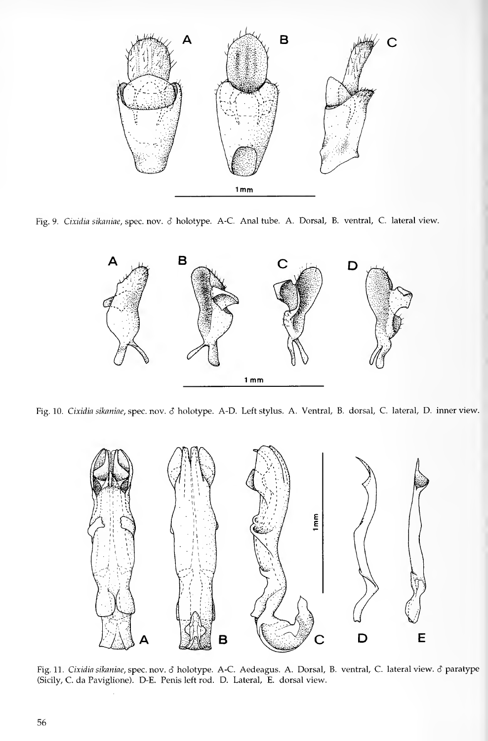Fig. 9. *Cixidia sikaniae*, spec. nov. ♂ holotype. A-C. Anal tube. A. Dorsal, B. ventral, C. lateral view.

Fig. 10. *Cixidia sikaniae*, spec. nov. ♂ holotype. A-D. Left stylus. A. Ventral, B. dorsal, C. lateral, D. inner view.

Fig. 11. *Cixidia sikaniae*, spec. nov. ♂ holotype. A-C. Aedeagus. A. Dorsal, B. ventral, C. lateral view. ♂ paratype (Sicily, C. da Paviglione). D-E. Penis left rod. D. Lateral, E. dorsal view.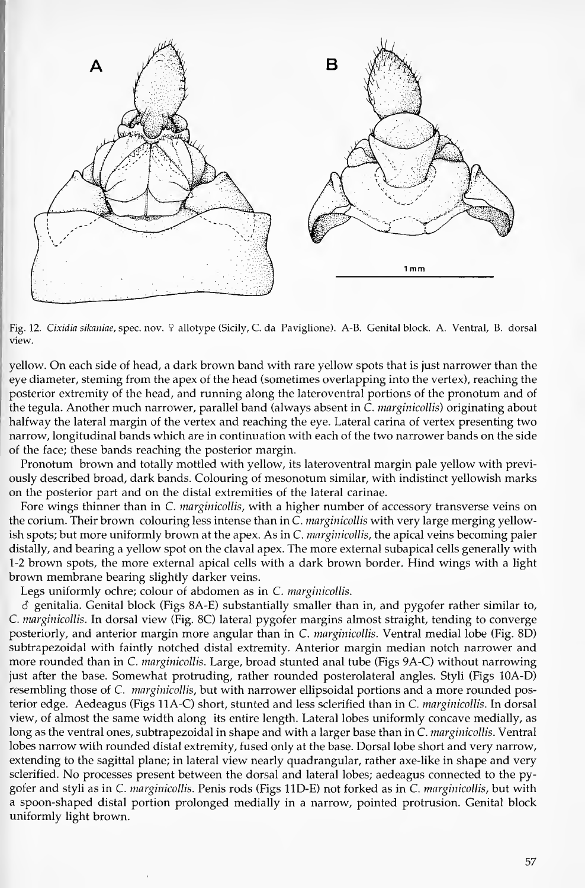Fig. 12. *Cixidia sikaniae*, spec. nov. ♀ allotype (Sicily, C. da Paviglione). A-B. Genital block. A. Ventral, B. dorsal view.

yellow. On each side of head, a dark brown band with rare yellow spots that is just narrower than the eye diameter, steming from the apex of the head (sometimes overlapping into the vertex), reaching the posterior extremity of the head, and running along the lateroventral portions of the pronotum and of the tegula. Another much narrower, parallel band (always absent in *C. marginicollis*) originating about halfway the lateral margin of the vertex and reaching the eye. Lateral carina of vertex presenting two narrow, longitudinal bands which are in continuation with each of the two narrower bands on the side of the face; these bands reaching the posterior margin.

Pronotum brown and totally mottled with yellow, its lateroventral margin pale yellow with previously described broad, dark bands. Colouring of mesonotum similar, with indistinct yellowish marks on the posterior part and on the distal extremities of the lateral carinae.

Fore wings thinner than in *C. marginicollis*, with a higher number of accessory transverse veins on the corium. Their brown colouring less intense than in *C. marginicollis* with very large merging yellowish spots; but more uniformly brown at the apex. As in *C. marginicollis*, the apical veins becoming paler distally, and bearing a yellow spot on the claval apex. The more external subapical cells generally with 1-2 brown spots, the more external apical cells with a dark brown border. Hind wings with a light brown membrane bearing slightly darker veins.

Legs uniformly ochre; colour of abdomen as in *C. marginicollis*.

♂ genitalia. Genital block (Figs 8A-E) substantially smaller than in, and pygofer rather similar to, *C. marginicollis*. In dorsal view (Fig. 8C) lateral pygofer margins almost straight, tending to converge posteriorly, and anterior margin more angular than in *C. marginicollis*. Ventral medial lobe (Fig. 8D) subtrapezoidal with faintly notched distal extremity. Anterior margin median notch narrower and more rounded than in *C. marginicollis*. Large, broad stunted anal tube (Figs 9A-C) without narrowing just after the base. Somewhat protruding, rather rounded posterolateral angles. Styli (Figs 10A-D) resembling those of *C. marginicollis*, but with narrower ellipsoidal portions and a more rounded posterior edge. Aedeagus (Figs 11A-C) short, stunted and less sclerified than in *C. marginicollis*. In dorsal view, of almost the same width along its entire length. Lateral lobes uniformly concave medially, as long as the ventral ones, subtrapezoidal in shape and with a larger base than in *C. marginicollis*. Ventral lobes narrow with rounded distal extremity, fused only at the base. Dorsal lobe short and very narrow, extending to the sagittal plane; in lateral view nearly quadrangular, rather axe-like in shape and very sclerified. No processes present between the dorsal and lateral lobes; aedeagus connected to the pygofer and styli as in *C. marginicollis*. Penis rods (Figs 11D-E) not forked as in *C. marginicollis*, but with a spoon-shaped distal portion prolonged medially in a narrow, pointed protrusion. Genital block uniformly light brown.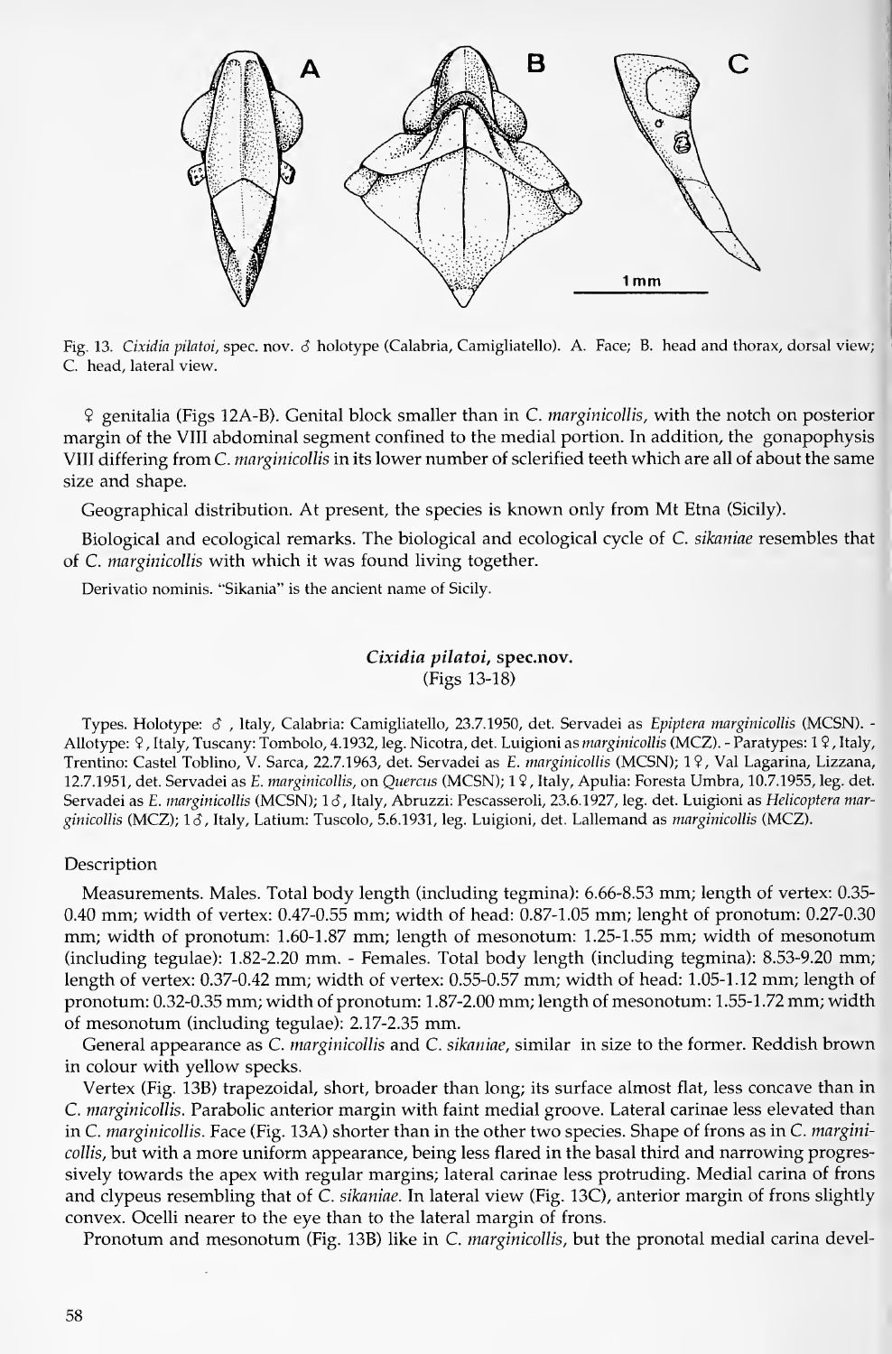Fig. 13. *Cixidia pilatoi*, spec. nov. ♂ holotype (Calabria, Camigliatello). A. Face; B. head and thorax, dorsal view; C. head, lateral view.

♀ genitalia (Figs 12A-B). Genital block smaller than in *C. marginicollis*, with the notch on posterior margin of the VIII abdominal segment confined to the medial portion. In addition, the gonapophysis VIII differing from *C. marginicollis* in its lower number of sclerified teeth which are all of about the same size and shape.

Geographical distribution. At present, the species is known only from Mt Etna (Sicily).

Biological and ecological remarks. The biological and ecological cycle of *C. sikaniae* resembles that of *C. marginicollis* with which it was found living together.

Derivatio nominis. "Sikania" is the ancient name of Sicily.

### *Cixidia pilatoi*, spec.nov.

(Figs 13-18)

Types. Holotype: ♂ , Italy, Calabria: Camigliatello, 23.7.1950, det. Servadei as *Epiptera marginicollis* (MCSN). - Allotype: ♀, Italy, Tuscany: Tombolo, 4.1932, leg. Nicotra, det. Luigioni as *marginicollis* (MCZ). - Paratypes: 1 ♀, Italy, Trentino: Castel Toblino, V. Sarca, 22.7.1963, det. Servadei as *E. marginicollis* (MCSN); 1 ♀, Val Lagarina, Lizzana, 12.7.1951, det. Servadei as *E. marginicollis*, on *Quercus* (MCSN); 1 ♀, Italy, Apulia: Foresta Umbra, 10.7.1955, leg. det. Servadei as *E. marginicollis* (MCSN); 1 ♂, Italy, Abruzzi: Pescasseroli, 23.6.1927, leg. det. Luigioni as *Helicoptera marginicollis* (MCZ); 1 ♂, Italy, Latium: Tuscolo, 5.6.1931, leg. Luigioni, det. Lallemand as *marginicollis* (MCZ).

#### Description

Measurements. Males. Total body length (including tegmina): 6.66-8.53 mm; length of vertex: 0.35-0.40 mm; width of vertex: 0.47-0.55 mm; width of head: 0.87-1.05 mm; lenght of pronotum: 0.27-0.30 mm; width of pronotum: 1.60-1.87 mm; length of mesonotum: 1.25-1.55 mm; width of mesonotum (including tegulae): 1.82-2.20 mm. - Females. Total body length (including tegmina): 8.53-9.20 mm; length of vertex: 0.37-0.42 mm; width of vertex: 0.55-0.57 mm; width of head: 1.05-1.12 mm; length of pronotum: 0.32-0.35 mm; width of pronotum: 1.87-2.00 mm; length of mesonotum: 1.55-1.72 mm; width of mesonotum (including tegulae): 2.17-2.35 mm.

General appearance as *C. marginicollis* and *C. sikaniae*, similar in size to the former. Reddish brown in colour with yellow specks.

Vertex (Fig. 13B) trapezoidal, short, broader than long; its surface almost flat, less concave than in *C. marginicollis*. Parabolic anterior margin with faint medial groove. Lateral carinae less elevated than in *C. marginicollis*. Face (Fig. 13A) shorter than in the other two species. Shape of frons as in *C. marginicollis*, but with a more uniform appearance, being less flared in the basal third and narrowing progressively towards the apex with regular margins; lateral carinae less protruding. Medial carina of frons and clypeus resembling that of *C. sikaniae*. In lateral view (Fig. 13C), anterior margin of frons slightly convex. Ocelli nearer to the eye than to the lateral margin of frons.

Pronotum and mesonotum (Fig. 13B) like in *C. marginicollis*, but the pronotal medial carina devel-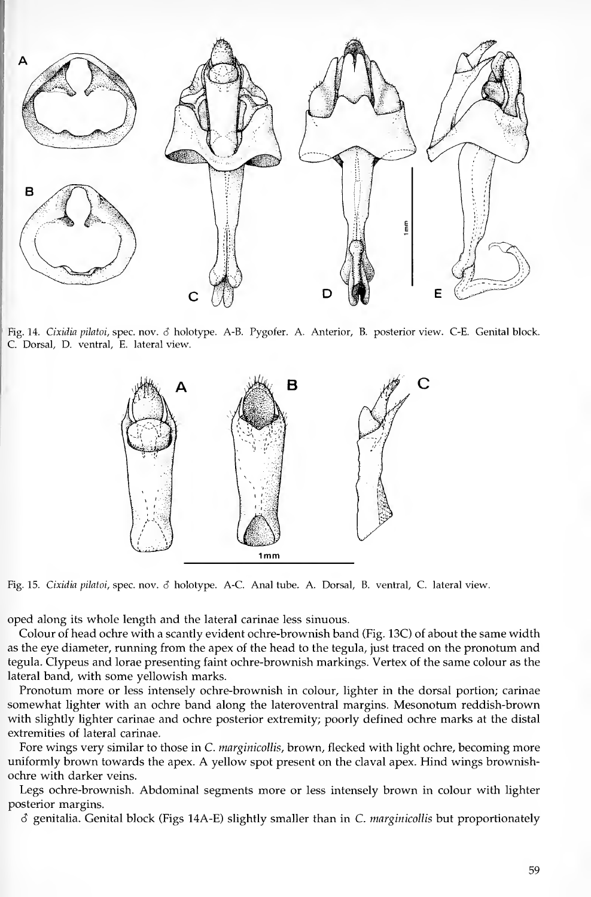Fig. 14. *Cixidia pilatoi*, spec. nov. ♂ holotype. A-B. Pygofer. A. Anterior, B. posterior view. C-E. Genital block. C. Dorsal, D. ventral, E. lateral view.

Fig. 15. *Cixidia pilatoi*, spec. nov. ♂ holotype. A-C. Anal tube. A. Dorsal, B. ventral, C. lateral view.

oped along its whole length and the lateral carinae less sinuous.

Colour of head ochre with a scantly evident ochre-brownish band (Fig. 13C) of about the same width as the eye diameter, running from the apex of the head to the tegula, just traced on the pronotum and tegula. Clypeus and lorae presenting faint ochre-brownish markings. Vertex of the same colour as the lateral band, with some yellowish marks.

Pronotum more or less intensely ochre-brownish in colour, lighter in the dorsal portion; carinae somewhat lighter with an ochre band along the lateroventral margins. Mesonotum reddish-brown with slightly lighter carinae and ochre posterior extremity; poorly defined ochre marks at the distal extremities of lateral carinae.

Fore wings very similar to those in *C. marginicollis*, brown, flecked with light ochre, becoming more uniformly brown towards the apex. A yellow spot present on the claval apex. Hind wings brownish-ochre with darker veins.

Legs ochre-brownish. Abdominal segments more or less intensely brown in colour with lighter posterior margins.

♂ genitalia. Genital block (Figs 14A-E) slightly smaller than in *C. marginicollis* but proportionately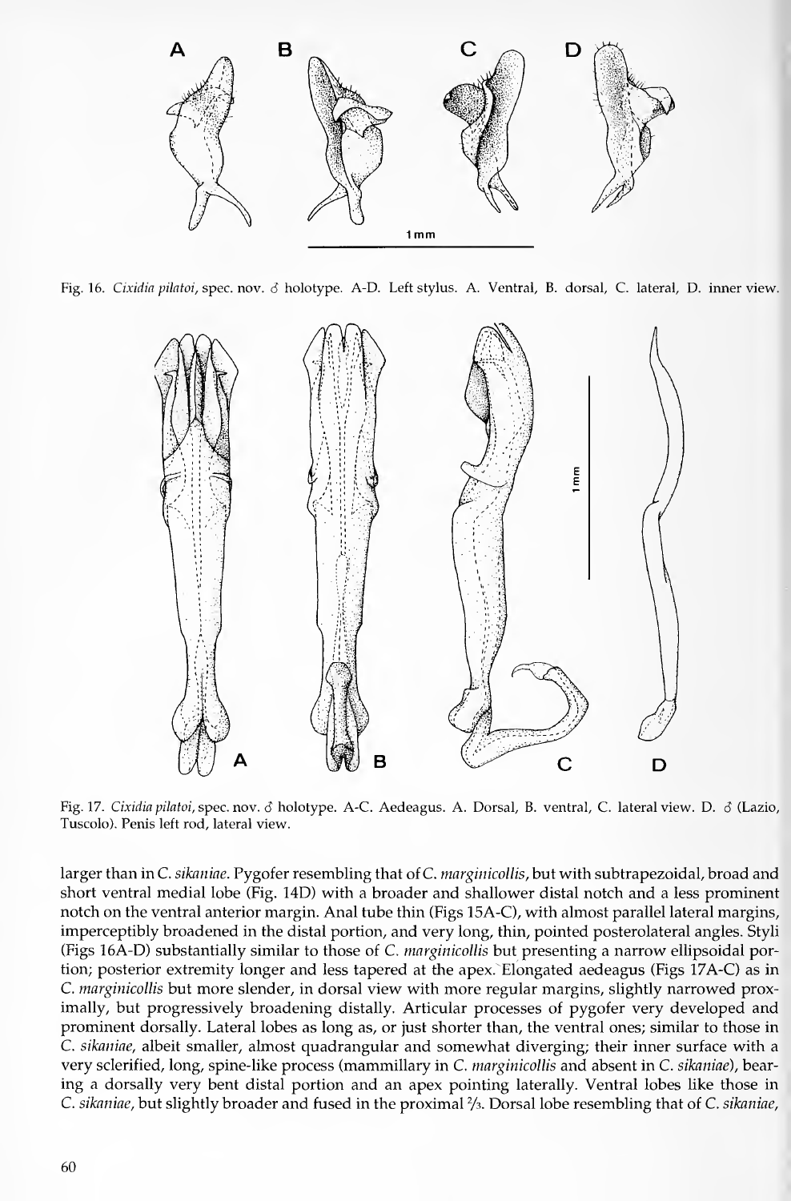Fig. 16. *Cixidia pilatoi*, spec. nov. ♂ holotype. A-D. Left stylus. A. Ventral, B. dorsal, C. lateral, D. inner view.

Fig. 17. *Cixidia pilatoi*, spec. nov. ♂ holotype. A-C. Aedeagus. A. Dorsal, B. ventral, C. lateral view. D. ♂ (Lazio, Tuscolo). Penis left rod, lateral view.

larger than in *C. sikaniae*. Pygofer resembling that of *C. marginicollis*, but with subtrapezoidal, broad and short ventral medial lobe (Fig. 14D) with a broader and shallower distal notch and a less prominent notch on the ventral anterior margin. Anal tube thin (Figs 15A-C), with almost parallel lateral margins, imperceptibly broadened in the distal portion, and very long, thin, pointed posterolateral angles. Styli (Figs 16A-D) substantially similar to those of *C. marginicollis* but presenting a narrow ellipsoidal portion; posterior extremity longer and less tapered at the apex. Elongated aedeagus (Figs 17A-C) as in *C. marginicollis* but more slender, in dorsal view with more regular margins, slightly narrowed proximally, but progressively broadening distally. Articular processes of pygofer very developed and prominent dorsally. Lateral lobes as long as, or just shorter than, the ventral ones; similar to those in *C. sikaniae*, albeit smaller, almost quadrangular and somewhat diverging; their inner surface with a very sclerified, long, spine-like process (mammillary in *C. marginicollis* and absent in *C. sikaniae*), bearing a dorsally very bent distal portion and an apex pointing laterally. Ventral lobes like those in *C. sikaniae*, but slightly broader and fused in the proximal ⅔. Dorsal lobe resembling that of *C. sikaniae*,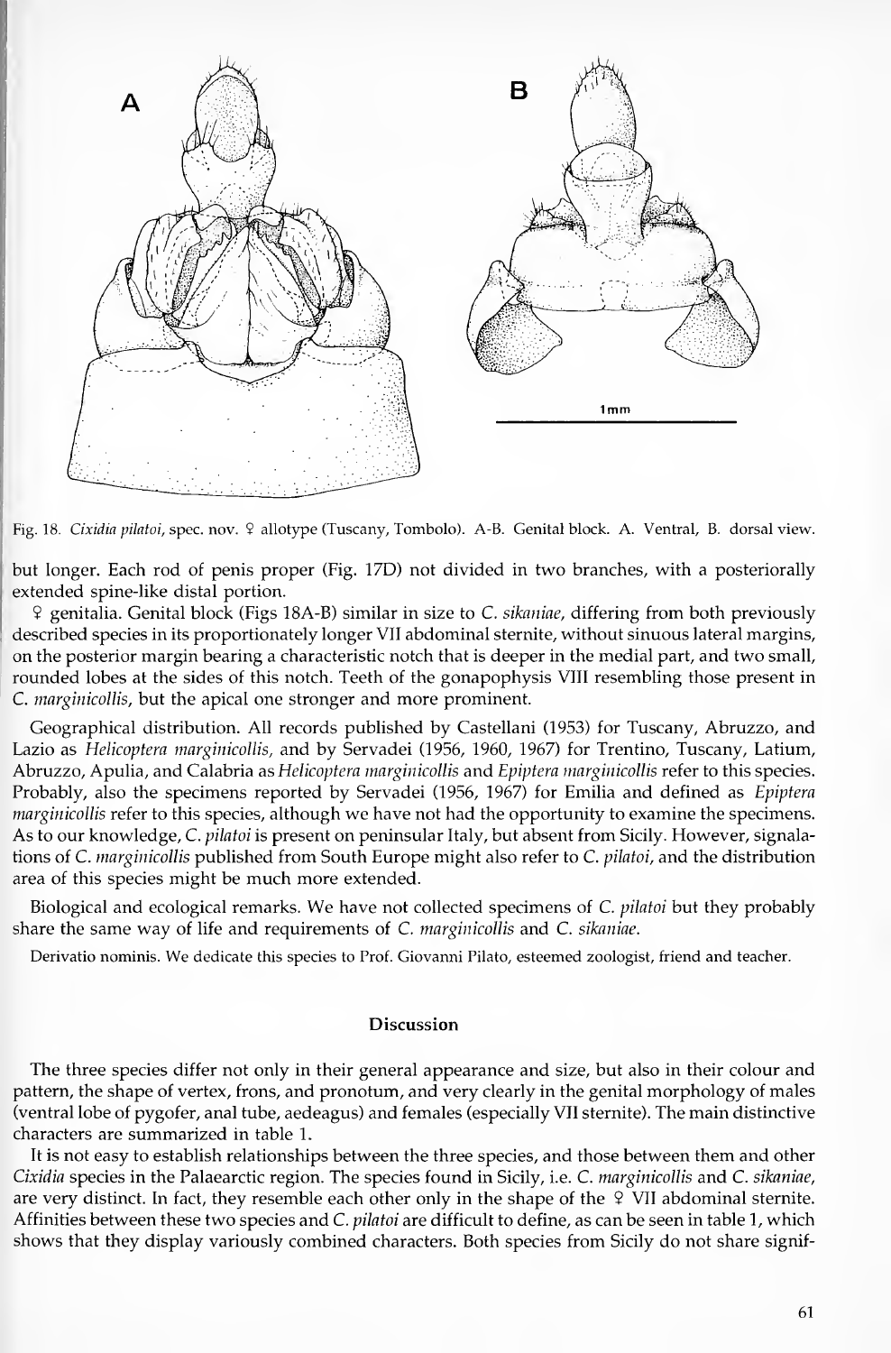Fig. 18. *Cixidia pilatoi*, spec. nov. ♀ allotype (Tuscany, Tombolo). A-B. Genital block. A. Ventral, B. dorsal view.

but longer. Each rod of penis proper (Fig. 17D) not divided in two branches, with a posteriorally extended spine-like distal portion.

♀ genitalia. Genital block (Figs 18A-B) similar in size to *C. sikaniae*, differing from both previously described species in its proportionately longer VII abdominal sternite, without sinuous lateral margins, on the posterior margin bearing a characteristic notch that is deeper in the medial part, and two small, rounded lobes at the sides of this notch. Teeth of the gonapophysis VIII resembling those present in *C. marginicollis*, but the apical one stronger and more prominent.

Geographical distribution. All records published by Castellani (1953) for Tuscany, Abruzzo, and Lazio as *Helicoptera marginicollis*, and by Servadei (1956, 1960, 1967) for Trentino, Tuscany, Latium, Abruzzo, Apulia, and Calabria as *Helicoptera marginicollis* and *Epiptera marginicollis* refer to this species. Probably, also the specimens reported by Servadei (1956, 1967) for Emilia and defined as *Epiptera marginicollis* refer to this species, although we have not had the opportunity to examine the specimens. As to our knowledge, *C. pilatoi* is present on peninsular Italy, but absent from Sicily. However, signalations of *C. marginicollis* published from South Europe might also refer to *C. pilatoi*, and the distribution area of this species might be much more extended.

Biological and ecological remarks. We have not collected specimens of *C. pilatoi* but they probably share the same way of life and requirements of *C. marginicollis* and *C. sikaniae*.

Derivatio nominis. We dedicate this species to Prof. Giovanni Pilato, esteemed zoologist, friend and teacher.

## Discussion

The three species differ not only in their general appearance and size, but also in their colour and pattern, the shape of vertex, frons, and pronotum, and very clearly in the genital morphology of males (ventral lobe of pygofer, anal tube, aedeagus) and females (especially VII sternite). The main distinctive characters are summarized in table 1.

It is not easy to establish relationships between the three species, and those between them and other *Cixidia* species in the Palaearctic region. The species found in Sicily, i.e. *C. marginicollis* and *C. sikaniae*, are very distinct. In fact, they resemble each other only in the shape of the ♀ VII abdominal sternite. Affinities between these two species and *C. pilatoi* are difficult to define, as can be seen in table 1, which shows that they display variously combined characters. Both species from Sicily do not share signif-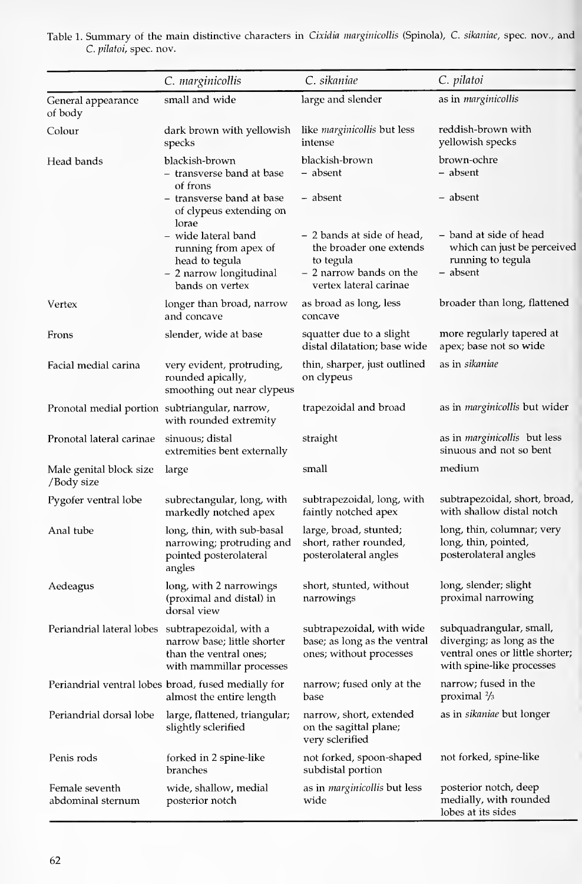Table 1. Summary of the main distinctive characters in *Cixidia marginicollis* (Spinola), *C. sikaniae*, spec. nov., and *C. pilatoi*, spec. nov.

| | *C. marginicollis* | *C. sikaniae* | *C. pilatoi* |
|---|---|---|---|
| General appearance of body | small and wide | large and slender | as in *marginicollis* |
| Colour | dark brown with yellowish specks | like *marginicollis* but less intense | reddish-brown with yellowish specks |
| Head bands | blackish-brown | blackish-brown | brown-ochre |
| | – transverse band at base of frons | – absent | – absent |
| | – transverse band at base of clypeus extending on lorae | – absent | – absent |
| | – wide lateral band running from apex of head to tegula | – 2 bands at side of head, the broader one extends to tegula | – band at side of head which can just be perceived running to tegula |
| | – 2 narrow longitudinal bands on vertex | – 2 narrow bands on the vertex lateral carinae | – absent |
| Vertex | longer than broad, narrow and concave | as broad as long, less concave | broader than long, flattened |
| Frons | slender, wide at base | squatter due to a slight distal dilatation; base wide | more regularly tapered at apex; base not so wide |
| Facial medial carina | very evident, protruding, rounded apically, smoothing out near clypeus | thin, sharper, just outlined on clypeus | as in *sikaniae* |
| Pronotal medial portion | subtriangular, narrow, with rounded extremity | trapezoidal and broad | as in *marginicollis* but wider |
| Pronotal lateral carinae | sinuous; distal extremities bent externally | straight | as in *marginicollis* but less sinuous and not so bent |
| Male genital block size /Body size | large | small | medium |
| Pygofer ventral lobe | subrectangular, long, with markedly notched apex | subtrapezoidal, long, with faintly notched apex | subtrapezoidal, short, broad, with shallow distal notch |
| Anal tube | long, thin, with sub-basal narrowing; protruding and pointed posterolateral angles | large, broad, stunted; short, rather rounded, posterolateral angles | long, thin, columnar; very long, thin, pointed, posterolateral angles |
| Aedeagus | long, with 2 narrowings (proximal and distal) in dorsal view | short, stunted, without narrowings | long, slender; slight proximal narrowing |
| Periandrial lateral lobes | subtrapezoidal, with a narrow base; little shorter than the ventral ones; with mammillar processes | subtrapezoidal, with wide base; as long as the ventral ones; without processes | subquadrangular, small, diverging; as long as the ventral ones or little shorter; with spine-like processes |
| Periandrial ventral lobes | broad, fused medially for almost the entire length | narrow; fused only at the base | narrow; fused in the proximal $^2/_3$ |
| Periandrial dorsal lobe | large, flattened, triangular; slightly sclerified | narrow, short, extended on the sagittal plane; very sclerified | as in *sikaniae* but longer |
| Penis rods | forked in 2 spine-like branches | not forked, spoon-shaped subdistal portion | not forked, spine-like |
| Female seventh abdominal sternum | wide, shallow, medial posterior notch | as in *marginicollis* but less wide | posterior notch, deep medially, with rounded lobes at its sides |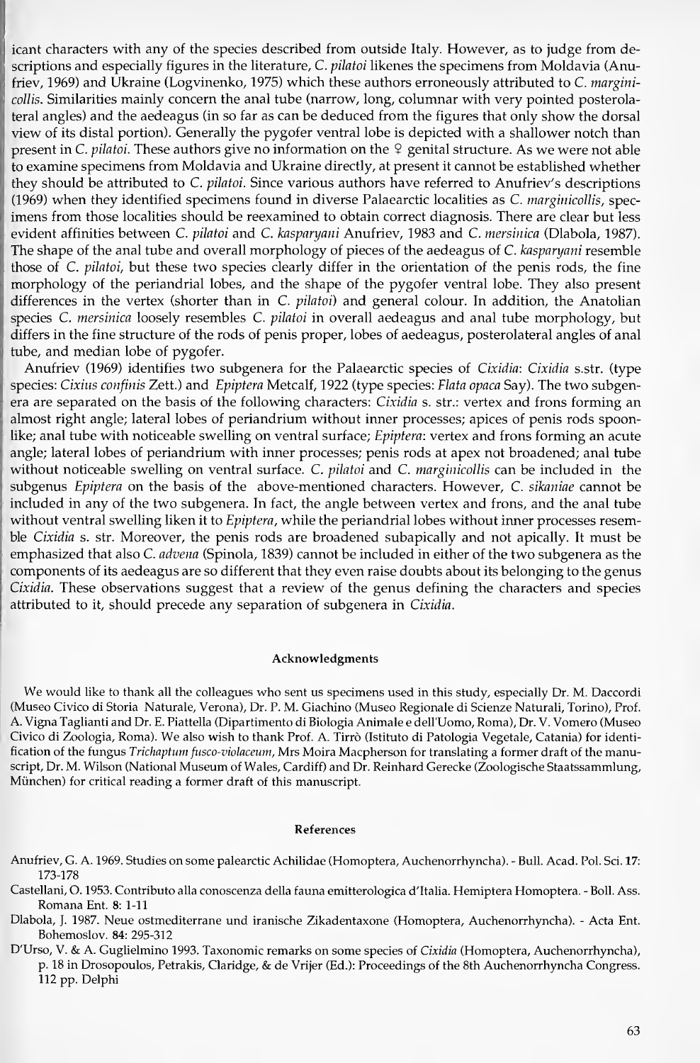icant characters with any of the species described from outside Italy. However, as to judge from descriptions and especially figures in the literature, *C. pilatoi* likenes the specimens from Moldavia (Anufriev, 1969) and Ukraine (Logvinenko, 1975) which these authors erroneously attributed to *C. marginicollis*. Similarities mainly concern the anal tube (narrow, long, columnar with very pointed posterolateral angles) and the aedeagus (in so far as can be deduced from the figures that only show the dorsal view of its distal portion). Generally the pygofer ventral lobe is depicted with a shallower notch than present in *C. pilatoi*. These authors give no information on the ♀ genital structure. As we were not able to examine specimens from Moldavia and Ukraine directly, at present it cannot be established whether they should be attributed to *C. pilatoi*. Since various authors have referred to Anufriev's descriptions (1969) when they identified specimens found in diverse Palaearctic localities as *C. marginicollis*, specimens from those localities should be reexamined to obtain correct diagnosis. There are clear but less evident affinities between *C. pilatoi* and *C. kasparyani* Anufriev, 1983 and *C. mersinica* (Dlabola, 1987). The shape of the anal tube and overall morphology of pieces of the aedeagus of *C. kasparyani* resemble those of *C. pilatoi*, but these two species clearly differ in the orientation of the penis rods, the fine morphology of the periandrial lobes, and the shape of the pygofer ventral lobe. They also present differences in the vertex (shorter than in *C. pilatoi*) and general colour. In addition, the Anatolian species *C. mersinica* loosely resembles *C. pilatoi* in overall aedeagus and anal tube morphology, but differs in the fine structure of the rods of penis proper, lobes of aedeagus, posterolateral angles of anal tube, and median lobe of pygofer.

Anufriev (1969) identifies two subgenera for the Palaearctic species of *Cixidia*: *Cixidia* s.str. (type species: *Cixius confinis* Zett.) and *Epiptera* Metcalf, 1922 (type species: *Flata opaca* Say). The two subgenera are separated on the basis of the following characters: *Cixidia* s. str.: vertex and frons forming an almost right angle; lateral lobes of periandrium without inner processes; apices of penis rods spoonlike; anal tube with noticeable swelling on ventral surface; *Epiptera*: vertex and frons forming an acute angle; lateral lobes of periandrium with inner processes; penis rods at apex not broadened; anal tube without noticeable swelling on ventral surface. *C. pilatoi* and *C. marginicollis* can be included in the subgenus *Epiptera* on the basis of the above-mentioned characters. However, *C. sikaniae* cannot be included in any of the two subgenera. In fact, the angle between vertex and frons, and the anal tube without ventral swelling liken it to *Epiptera*, while the periandrial lobes without inner processes resemble *Cixidia* s. str. Moreover, the penis rods are broadened subapically and not apically. It must be emphasized that also *C. advena* (Spinola, 1839) cannot be included in either of the two subgenera as the components of its aedeagus are so different that they even raise doubts about its belonging to the genus *Cixidia*. These observations suggest that a review of the genus defining the characters and species attributed to it, should precede any separation of subgenera in *Cixidia*.

## Acknowledgments

We would like to thank all the colleagues who sent us specimens used in this study, especially Dr. M. Daccordi (Museo Civico di Storia Naturale, Verona), Dr. P. M. Giachino (Museo Regionale di Scienze Naturali, Torino), Prof. A. Vigna Taglianti and Dr. E. Piattella (Dipartimento di Biologia Animale e dell'Uomo, Roma), Dr. V. Vomero (Museo Civico di Zoologia, Roma). We also wish to thank Prof. A. Tirrò (Istituto di Patologia Vegetale, Catania) for identification of the fungus *Trichaptum fusco-violaceum*, Mrs Moira Macpherson for translating a former draft of the manuscript, Dr. M. Wilson (National Museum of Wales, Cardiff) and Dr. Reinhard Gerecke (Zoologische Staatssammlung, München) for critical reading a former draft of this manuscript.

## References

Anufriev, G. A. 1969. Studies on some palearctic Achilidae (Homoptera, Auchenorrhyncha). - Bull. Acad. Pol. Sci. **17**: 173-178

Castellani, O. 1953. Contributo alla conoscenza della fauna emitterologica d'Italia. Hemiptera Homoptera. - Boll. Ass. Romana Ent. **8**: 1-11

Dlabola, J. 1987. Neue ostmediterrane und iranische Zikadentaxone (Homoptera, Auchenorrhyncha). - Acta Ent. Bohemoslov. **84**: 295-312

D'Urso, V. & A. Guglielmino 1993. Taxonomic remarks on some species of *Cixidia* (Homoptera, Auchenorrhyncha), p. 18 in Drosopoulos, Petrakis, Claridge, & de Vrijer (Ed.): Proceedings of the 8th Auchenorrhyncha Congress. 112 pp. Delphi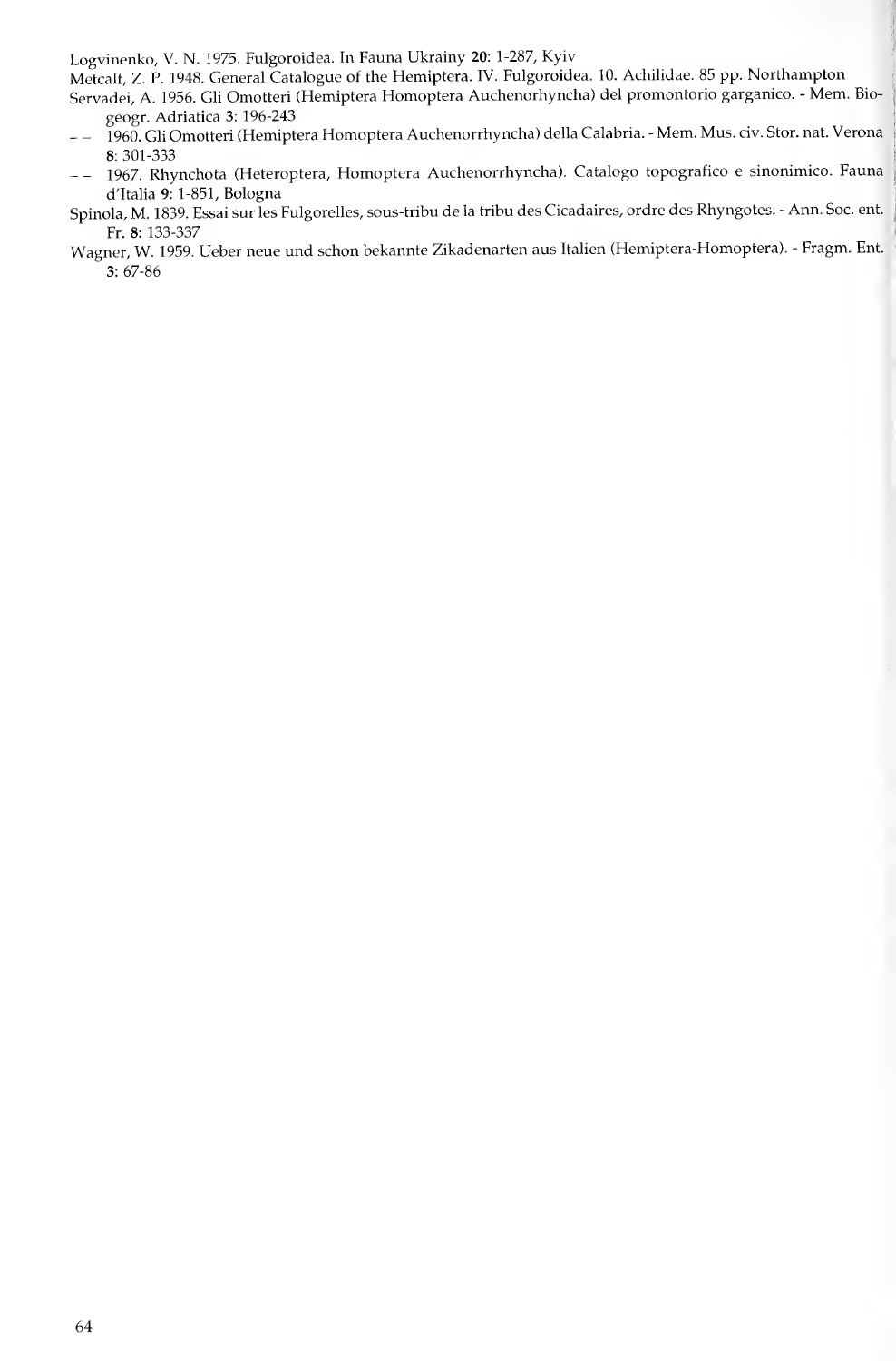Logvinenko, V. N. 1975. Fulgoroidea. In Fauna Ukrainy **20**: 1-287, Kyiv

Metcalf, Z. P. 1948. General Catalogue of the Hemiptera. IV. Fulgoroidea. 10. Achilidae. 85 pp. Northampton

Servadei, A. 1956. Gli Omotteri (Hemiptera Homoptera Auchenorhyncha) del promontorio garganico. - Mem. Biogeogr. Adriatica 3: 196-243

– – 1960. Gli Omotteri (Hemiptera Homoptera Auchenorrhyncha) della Calabria. - Mem. Mus. civ. Stor. nat. Verona **8**: 301-333

– – 1967. Rhynchota (Heteroptera, Homoptera Auchenorrhyncha). Catalogo topografico e sinonimico. Fauna d'Italia **9**: 1-851, Bologna

Spinola, M. 1839. Essai sur les Fulgorelles, sous-tribu de la tribu des Cicadaires, ordre des Rhyngotes. - Ann. Soc. ent. Fr. **8**: 133-337

Wagner, W. 1959. Ueber neue und schon bekannte Zikadenarten aus Italien (Hemiptera-Homoptera). - Fragm. Ent. **3**: 67-86